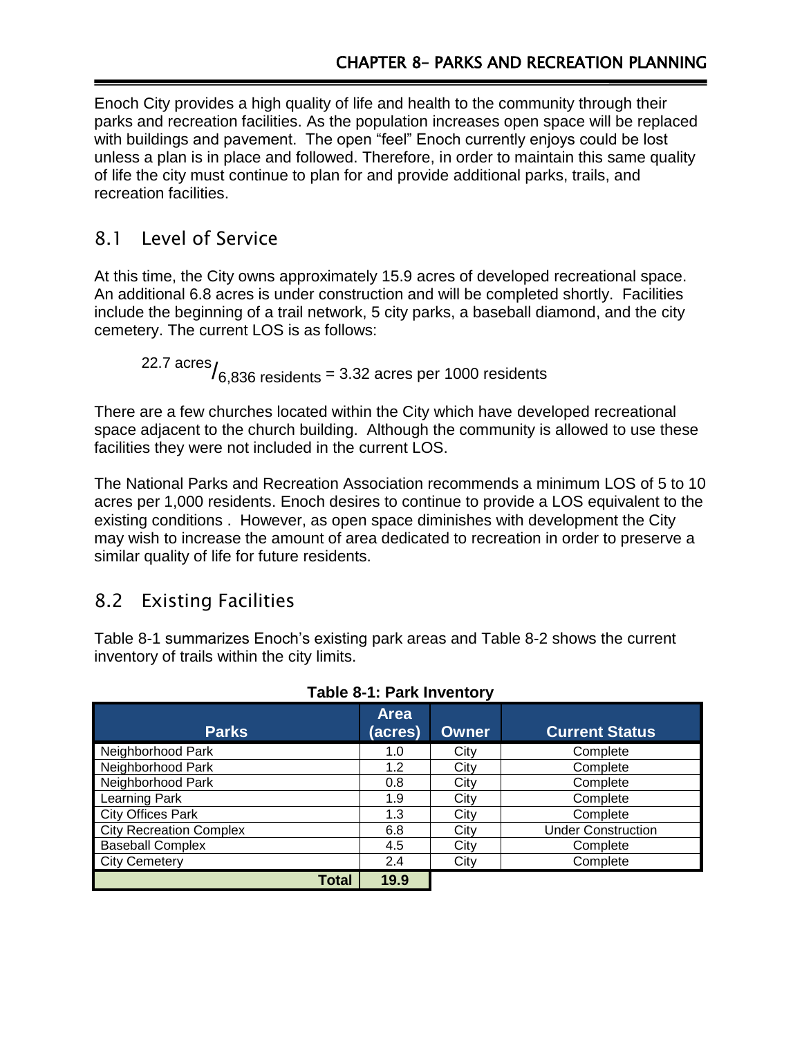Enoch City provides a high quality of life and health to the community through their parks and recreation facilities. As the population increases open space will be replaced with buildings and pavement. The open "feel" Enoch currently enjoys could be lost unless a plan is in place and followed. Therefore, in order to maintain this same quality of life the city must continue to plan for and provide additional parks, trails, and recreation facilities.

## 8.1 Level of Service

At this time, the City owns approximately 15.9 acres of developed recreational space. An additional 6.8 acres is under construction and will be completed shortly. Facilities include the beginning of a trail network, 5 city parks, a baseball diamond, and the city cemetery. The current LOS is as follows:

$$^{22.7\text{ acres}}/_{6{,}836\text{ residents}} = 3.32\text{ acres per 1000 residents}$$

There are a few churches located within the City which have developed recreational space adjacent to the church building. Although the community is allowed to use these facilities they were not included in the current LOS.

The National Parks and Recreation Association recommends a minimum LOS of 5 to 10 acres per 1,000 residents. Enoch desires to continue to provide a LOS equivalent to the existing conditions . However, as open space diminishes with development the City may wish to increase the amount of area dedicated to recreation in order to preserve a similar quality of life for future residents.

## 8.2 Existing Facilities

Table 8-1 summarizes Enoch's existing park areas and Table 8-2 shows the current inventory of trails within the city limits.

**Table 8-1: Park Inventory**

| Parks | Area (acres) | Owner | Current Status |
|---|---|---|---|
| Neighborhood Park | 1.0 | City | Complete |
| Neighborhood Park | 1.2 | City | Complete |
| Neighborhood Park | 0.8 | City | Complete |
| Learning Park | 1.9 | City | Complete |
| City Offices Park | 1.3 | City | Complete |
| City Recreation Complex | 6.8 | City | Under Construction |
| Baseball Complex | 4.5 | City | Complete |
| City Cemetery | 2.4 | City | Complete |
| **Total** | **19.9** | | |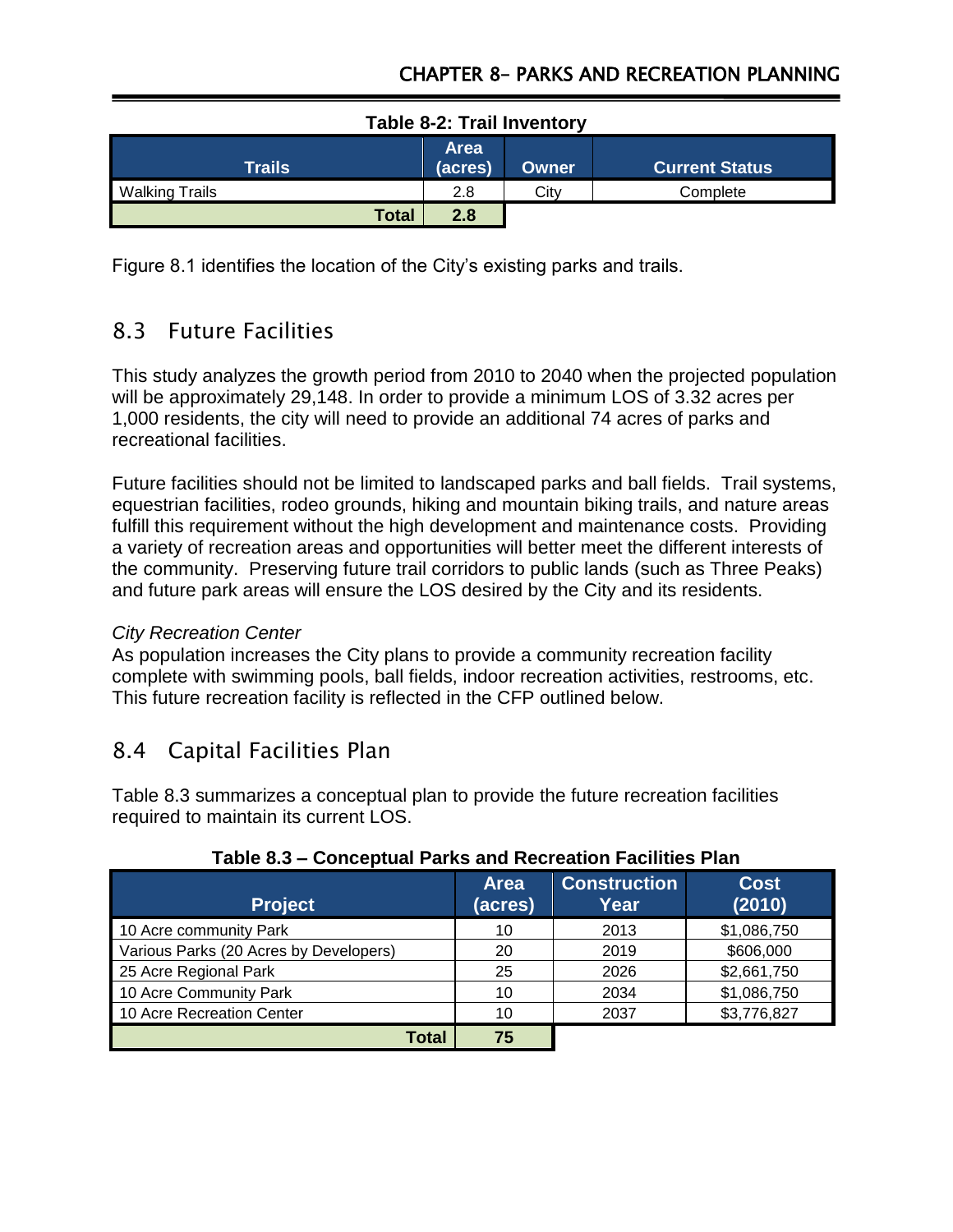**Table 8-2: Trail Inventory**

| Trails | Area (acres) | Owner | Current Status |
|---|---|---|---|
| Walking Trails | 2.8 | City | Complete |
| **Total** | **2.8** | | |

Figure 8.1 identifies the location of the City's existing parks and trails.

## 8.3 Future Facilities

This study analyzes the growth period from 2010 to 2040 when the projected population will be approximately 29,148. In order to provide a minimum LOS of 3.32 acres per 1,000 residents, the city will need to provide an additional 74 acres of parks and recreational facilities.

Future facilities should not be limited to landscaped parks and ball fields. Trail systems, equestrian facilities, rodeo grounds, hiking and mountain biking trails, and nature areas fulfill this requirement without the high development and maintenance costs. Providing a variety of recreation areas and opportunities will better meet the different interests of the community. Preserving future trail corridors to public lands (such as Three Peaks) and future park areas will ensure the LOS desired by the City and its residents.

*City Recreation Center*

As population increases the City plans to provide a community recreation facility complete with swimming pools, ball fields, indoor recreation activities, restrooms, etc. This future recreation facility is reflected in the CFP outlined below.

## 8.4 Capital Facilities Plan

Table 8.3 summarizes a conceptual plan to provide the future recreation facilities required to maintain its current LOS.

**Table 8.3 – Conceptual Parks and Recreation Facilities Plan**

| Project | Area (acres) | Construction Year | Cost (2010) |
|---|---|---|---|
| 10 Acre community Park | 10 | 2013 | $1,086,750 |
| Various Parks (20 Acres by Developers) | 20 | 2019 | $606,000 |
| 25 Acre Regional Park | 25 | 2026 | $2,661,750 |
| 10 Acre Community Park | 10 | 2034 | $1,086,750 |
| 10 Acre Recreation Center | 10 | 2037 | $3,776,827 |
| **Total** | **75** | | |